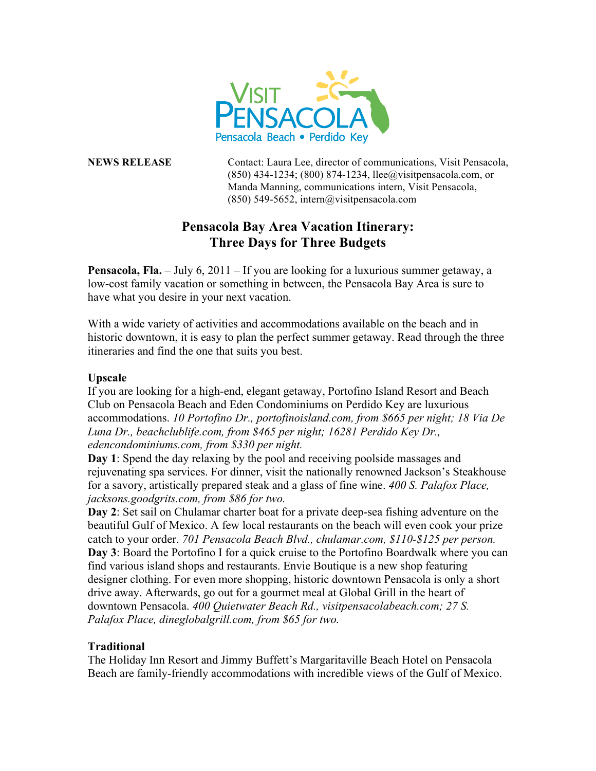Visit Pensacola
Pensacola Beach • Perdido Key

**NEWS RELEASE**

Contact: Laura Lee, director of communications, Visit Pensacola, (850) 434-1234; (800) 874-1234, llee@visitpensacola.com, or Manda Manning, communications intern, Visit Pensacola, (850) 549-5652, intern@visitpensacola.com

# Pensacola Bay Area Vacation Itinerary: Three Days for Three Budgets

**Pensacola, Fla.** – July 6, 2011 – If you are looking for a luxurious summer getaway, a low-cost family vacation or something in between, the Pensacola Bay Area is sure to have what you desire in your next vacation.

With a wide variety of activities and accommodations available on the beach and in historic downtown, it is easy to plan the perfect summer getaway. Read through the three itineraries and find the one that suits you best.

**Upscale**

If you are looking for a high-end, elegant getaway, Portofino Island Resort and Beach Club on Pensacola Beach and Eden Condominiums on Perdido Key are luxurious accommodations. *10 Portofino Dr., portofinoisland.com, from $665 per night; 18 Via De Luna Dr., beachclublife.com, from $465 per night; 16281 Perdido Key Dr., edencondominiums.com, from $330 per night.*

**Day 1**: Spend the day relaxing by the pool and receiving poolside massages and rejuvenating spa services. For dinner, visit the nationally renowned Jackson's Steakhouse for a savory, artistically prepared steak and a glass of fine wine. *400 S. Palafox Place, jacksons.goodgrits.com, from $86 for two.*

**Day 2**: Set sail on Chulamar charter boat for a private deep-sea fishing adventure on the beautiful Gulf of Mexico. A few local restaurants on the beach will even cook your prize catch to your order. *701 Pensacola Beach Blvd., chulamar.com, $110-$125 per person.*

**Day 3**: Board the Portofino I for a quick cruise to the Portofino Boardwalk where you can find various island shops and restaurants. Envie Boutique is a new shop featuring designer clothing. For even more shopping, historic downtown Pensacola is only a short drive away. Afterwards, go out for a gourmet meal at Global Grill in the heart of downtown Pensacola. *400 Quietwater Beach Rd., visitpensacolabeach.com; 27 S. Palafox Place, dineglobalgrill.com, from $65 for two.*

**Traditional**

The Holiday Inn Resort and Jimmy Buffett's Margaritaville Beach Hotel on Pensacola Beach are family-friendly accommodations with incredible views of the Gulf of Mexico.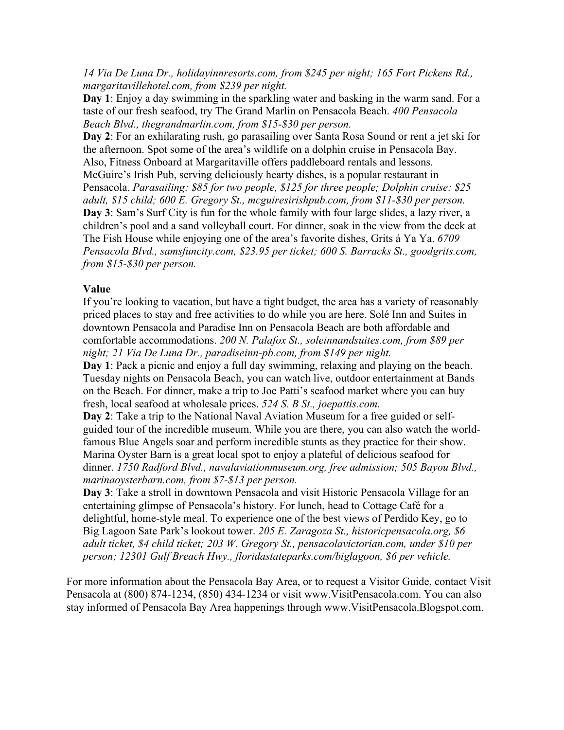*14 Via De Luna Dr., holidayinnresorts.com, from $245 per night; 165 Fort Pickens Rd., margaritavillehotel.com, from $239 per night.*

**Day 1**: Enjoy a day swimming in the sparkling water and basking in the warm sand. For a taste of our fresh seafood, try The Grand Marlin on Pensacola Beach. *400 Pensacola Beach Blvd., thegrandmarlin.com, from $15-$30 per person.*

**Day 2**: For an exhilarating rush, go parasailing over Santa Rosa Sound or rent a jet ski for the afternoon. Spot some of the area's wildlife on a dolphin cruise in Pensacola Bay. Also, Fitness Onboard at Margaritaville offers paddleboard rentals and lessons. McGuire's Irish Pub, serving deliciously hearty dishes, is a popular restaurant in Pensacola. *Parasailing: $85 for two people, $125 for three people; Dolphin cruise: $25 adult, $15 child; 600 E. Gregory St., mcguiresirishpub.com, from $11-$30 per person.*

**Day 3**: Sam's Surf City is fun for the whole family with four large slides, a lazy river, a children's pool and a sand volleyball court. For dinner, soak in the view from the deck at The Fish House while enjoying one of the area's favorite dishes, Grits á Ya Ya. *6709 Pensacola Blvd., samsfuncity.com, $23.95 per ticket; 600 S. Barracks St., goodgrits.com, from $15-$30 per person.*

**Value**

If you're looking to vacation, but have a tight budget, the area has a variety of reasonably priced places to stay and free activities to do while you are here. Solé Inn and Suites in downtown Pensacola and Paradise Inn on Pensacola Beach are both affordable and comfortable accommodations. *200 N. Palafox St., soleinnandsuites.com, from $89 per night; 21 Via De Luna Dr., paradiseinn-pb.com, from $149 per night.*

**Day 1**: Pack a picnic and enjoy a full day swimming, relaxing and playing on the beach. Tuesday nights on Pensacola Beach, you can watch live, outdoor entertainment at Bands on the Beach. For dinner, make a trip to Joe Patti's seafood market where you can buy fresh, local seafood at wholesale prices. *524 S. B St., joepattis.com.*

**Day 2**: Take a trip to the National Naval Aviation Museum for a free guided or self-guided tour of the incredible museum. While you are there, you can also watch the world-famous Blue Angels soar and perform incredible stunts as they practice for their show. Marina Oyster Barn is a great local spot to enjoy a plateful of delicious seafood for dinner. *1750 Radford Blvd., navalaviationmuseum.org, free admission; 505 Bayou Blvd., marinaoysterbarn.com, from $7-$13 per person.*

**Day 3**: Take a stroll in downtown Pensacola and visit Historic Pensacola Village for an entertaining glimpse of Pensacola's history. For lunch, head to Cottage Café for a delightful, home-style meal. To experience one of the best views of Perdido Key, go to Big Lagoon Sate Park's lookout tower. *205 E. Zaragoza St., historicpensacola.org, $6 adult ticket, $4 child ticket; 203 W. Gregory St., pensacolavictorian.com, under $10 per person; 12301 Gulf Breach Hwy., floridastateparks.com/biglagoon, $6 per vehicle.*

For more information about the Pensacola Bay Area, or to request a Visitor Guide, contact Visit Pensacola at (800) 874-1234, (850) 434-1234 or visit www.VisitPensacola.com. You can also stay informed of Pensacola Bay Area happenings through www.VisitPensacola.Blogspot.com.